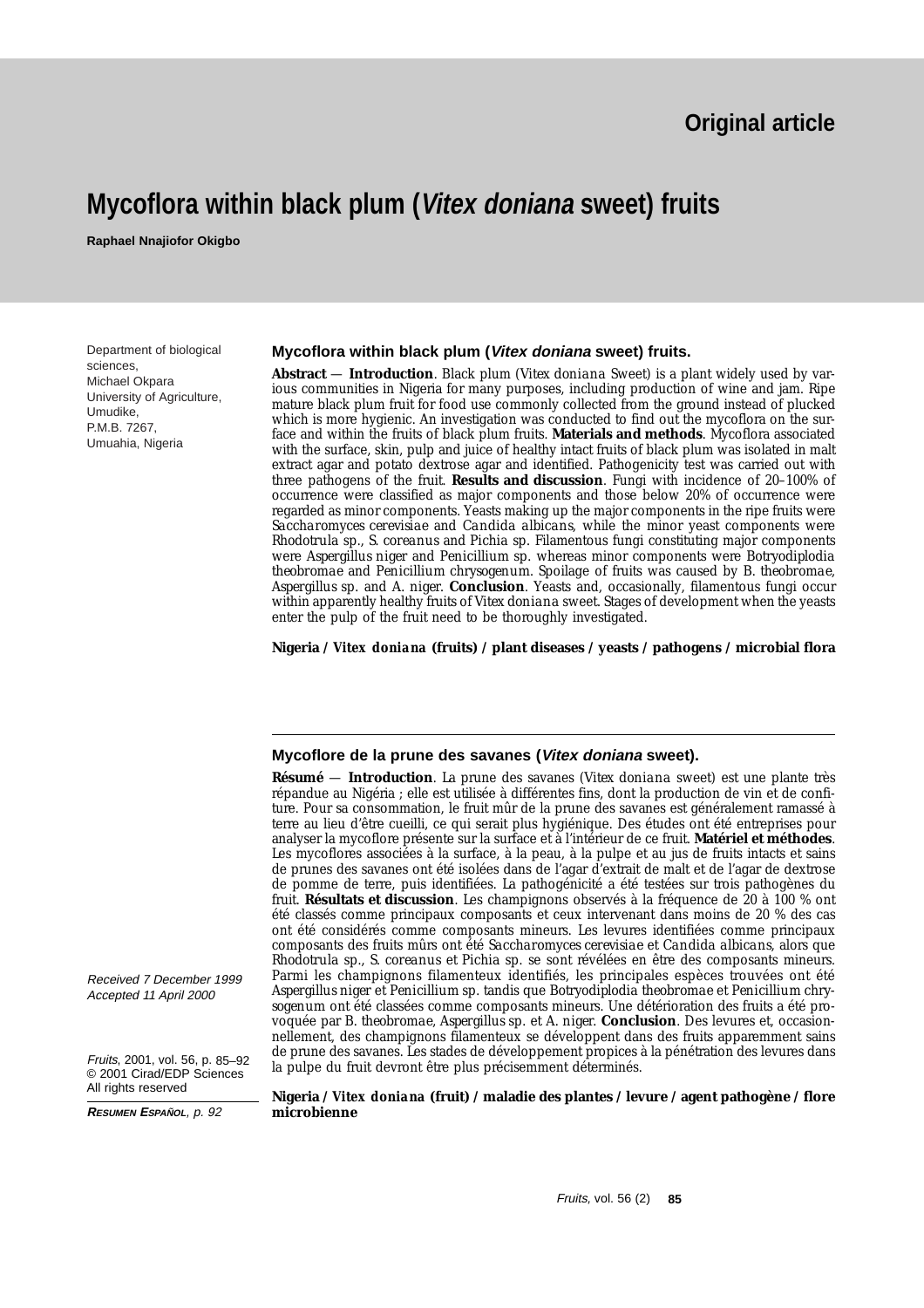**Original article**

# Mycoflora within black plum (*Vitex doniana* sweet) fruits

**Raphael Nnajiofor Okigbo**

Department of biological sciences,
Michael Okpara University of Agriculture,
Umudike,
P.M.B. 7267,
Umuahia, Nigeria

## Mycoflora within black plum (*Vitex doniana* sweet) fruits.

**Abstract** — **Introduction**. Black plum (*Vitex doniana* Sweet) is a plant widely used by various communities in Nigeria for many purposes, including production of wine and jam. Ripe mature black plum fruit for food use commonly collected from the ground instead of plucked which is more hygienic. An investigation was conducted to find out the mycoflora on the surface and within the fruits of black plum fruits. **Materials and methods**. Mycoflora associated with the surface, skin, pulp and juice of healthy intact fruits of black plum was isolated in malt extract agar and potato dextrose agar and identified. Pathogenicity test was carried out with three pathogens of the fruit. **Results and discussion**. Fungi with incidence of 20–100% of occurrence were classified as major components and those below 20% of occurrence were regarded as minor components. Yeasts making up the major components in the ripe fruits were *Saccharomyces cerevisiae* and *Candida albicans*, while the minor yeast components were *Rhodotrula* sp., *S. coreanus* and *Pichia* sp. Filamentous fungi constituting major components were *Aspergillus niger* and *Penicillium* sp. whereas minor components were *Botryodiplodia theobromae* and *Penicillium chrysogenum*. Spoilage of fruits was caused by *B. theobromae*, *Aspergillus* sp. and *A. niger*. **Conclusion**. Yeasts and, occasionally, filamentous fungi occur within apparently healthy fruits of *Vitex doniana* sweet. Stages of development when the yeasts enter the pulp of the fruit need to be thoroughly investigated.

**Nigeria / *Vitex doniana* (fruits) / plant diseases / yeasts / pathogens / microbial flora**

## Mycoflore de la prune des savanes (*Vitex doniana* sweet).

**Résumé** — **Introduction**. La prune des savanes (*Vitex doniana* sweet) est une plante très répandue au Nigéria ; elle est utilisée à différentes fins, dont la production de vin et de confiture. Pour sa consommation, le fruit mûr de la prune des savanes est généralement ramassé à terre au lieu d'être cueilli, ce qui serait plus hygiénique. Des études ont été entreprises pour analyser la mycoflore présente sur la surface et à l'intérieur de ce fruit. **Matériel et méthodes**. Les mycoflores associées à la surface, à la peau, à la pulpe et au jus de fruits intacts et sains de prunes des savanes ont été isolées dans de l'agar d'extrait de malt et de l'agar de dextrose de pomme de terre, puis identifiées. La pathogénicité a été testées sur trois pathogènes du fruit. **Résultats et discussion**. Les champignons observés à la fréquence de 20 à 100 % ont été classés comme principaux composants et ceux intervenant dans moins de 20 % des cas ont été considérés comme composants mineurs. Les levures identifiées comme principaux composants des fruits mûrs ont été *Saccharomyces cerevisiae* et *Candida albicans*, alors que *Rhodotrula* sp., *S. coreanus* et *Pichia* sp. se sont révélées en être des composants mineurs. Parmi les champignons filamenteux identifiés, les principales espèces trouvées ont été *Aspergillus niger* et *Penicillium* sp. tandis que *Botryodiplodia theobromae* et *Penicillium chrysogenum* ont été classées comme composants mineurs. Une détérioration des fruits a été provoquée par *B. theobromae*, *Aspergillus* sp. et *A. niger*. **Conclusion**. Des levures et, occasionnellement, des champignons filamenteux se développent dans des fruits apparemment sains de prune des savanes. Les stades de développement propices à la pénétration des levures dans la pulpe du fruit devront être plus précisemment déterminés.

**Nigeria / *Vitex doniana* (fruit) / maladie des plantes / levure / agent pathogène / flore microbienne**

*Received 7 December 1999*
*Accepted 11 April 2000*

*Fruits*, 2001, vol. 56, p. 85–92
© 2001 Cirad/EDP Sciences
All rights reserved

***RESUMEN ESPAÑOL**, p. 92*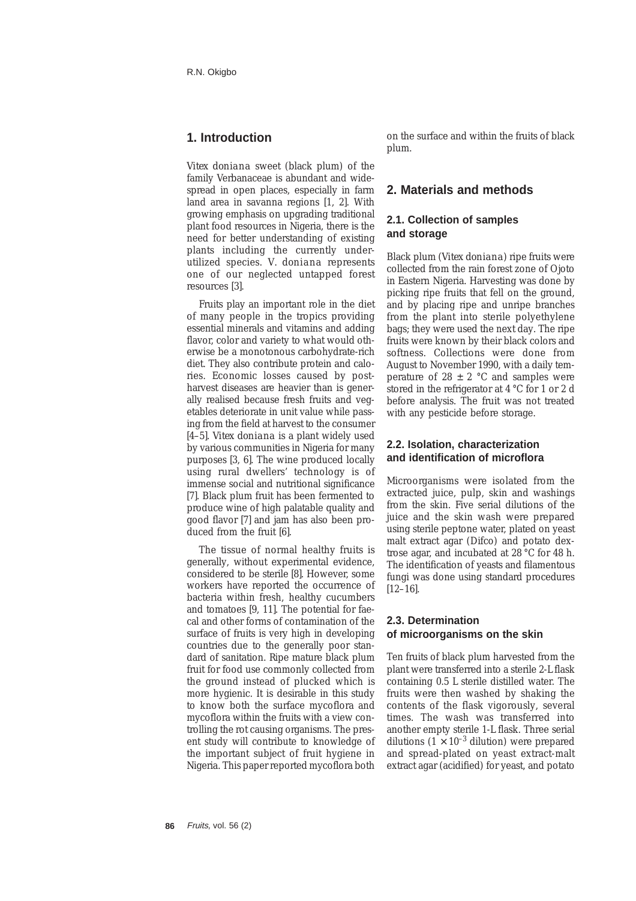## 1. Introduction

*Vitex doniana* sweet (black plum) of the family Verbanaceae is abundant and widespread in open places, especially in farm land area in savanna regions [1, 2]. With growing emphasis on upgrading traditional plant food resources in Nigeria, there is the need for better understanding of existing plants including the currently under-utilized species. *V. doniana* represents one of our neglected untapped forest resources [3].

Fruits play an important role in the diet of many people in the tropics providing essential minerals and vitamins and adding flavor, color and variety to what would otherwise be a monotonous carbohydrate-rich diet. They also contribute protein and calories. Economic losses caused by post-harvest diseases are heavier than is generally realised because fresh fruits and vegetables deteriorate in unit value while passing from the field at harvest to the consumer [4–5]. *Vitex doniana* is a plant widely used by various communities in Nigeria for many purposes [3, 6]. The wine produced locally using rural dwellers' technology is of immense social and nutritional significance [7]. Black plum fruit has been fermented to produce wine of high palatable quality and good flavor [7] and jam has also been produced from the fruit [6].

The tissue of normal healthy fruits is generally, without experimental evidence, considered to be sterile [8]. However, some workers have reported the occurrence of bacteria within fresh, healthy cucumbers and tomatoes [9, 11]. The potential for faecal and other forms of contamination of the surface of fruits is very high in developing countries due to the generally poor standard of sanitation. Ripe mature black plum fruit for food use commonly collected from the ground instead of plucked which is more hygienic. It is desirable in this study to know both the surface mycoflora and mycoflora within the fruits with a view controlling the rot causing organisms. The present study will contribute to knowledge of the important subject of fruit hygiene in Nigeria. This paper reported mycoflora both on the surface and within the fruits of black plum.

## 2. Materials and methods

### 2.1. Collection of samples and storage

Black plum (*Vitex doniana*) ripe fruits were collected from the rain forest zone of Ojoto in Eastern Nigeria. Harvesting was done by picking ripe fruits that fell on the ground, and by placing ripe and unripe branches from the plant into sterile polyethylene bags; they were used the next day. The ripe fruits were known by their black colors and softness. Collections were done from August to November 1990, with a daily temperature of 28 ± 2 °C and samples were stored in the refrigerator at 4 °C for 1 or 2 d before analysis. The fruit was not treated with any pesticide before storage.

### 2.2. Isolation, characterization and identification of microflora

Microorganisms were isolated from the extracted juice, pulp, skin and washings from the skin. Five serial dilutions of the juice and the skin wash were prepared using sterile peptone water, plated on yeast malt extract agar (Difco) and potato dextrose agar, and incubated at 28 °C for 48 h. The identification of yeasts and filamentous fungi was done using standard procedures [12–16].

### 2.3. Determination of microorganisms on the skin

Ten fruits of black plum harvested from the plant were transferred into a sterile 2-L flask containing 0.5 L sterile distilled water. The fruits were then washed by shaking the contents of the flask vigorously, several times. The wash was transferred into another empty sterile 1-L flask. Three serial dilutions ($1 \times 10^{-3}$ dilution) were prepared and spread-plated on yeast extract-malt extract agar (acidified) for yeast, and potato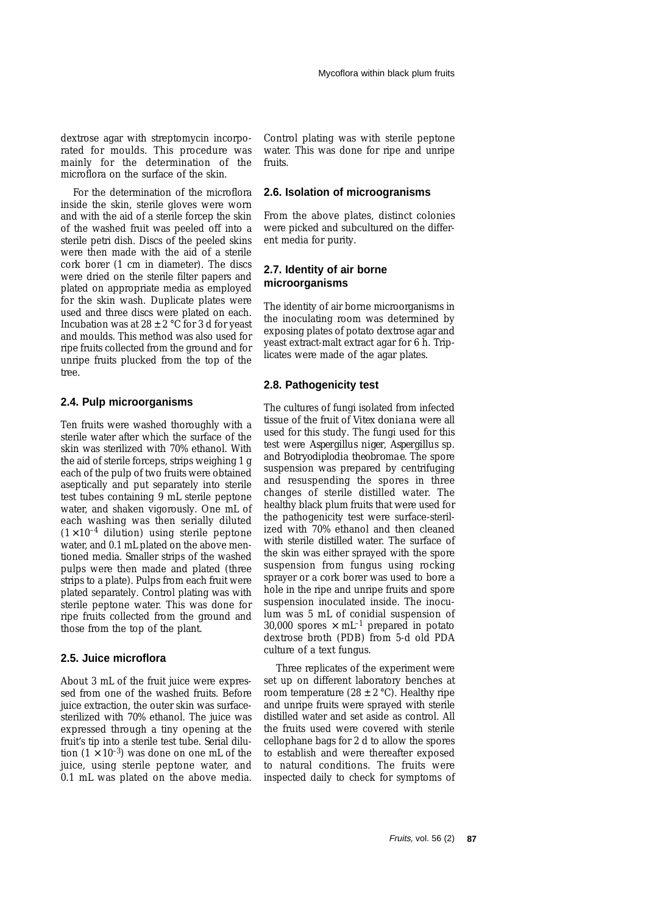dextrose agar with streptomycin incorporated for moulds. This procedure was mainly for the determination of the microflora on the surface of the skin.

For the determination of the microflora inside the skin, sterile gloves were worn and with the aid of a sterile forcep the skin of the washed fruit was peeled off into a sterile petri dish. Discs of the peeled skins were then made with the aid of a sterile cork borer (1 cm in diameter). The discs were dried on the sterile filter papers and plated on appropriate media as employed for the skin wash. Duplicate plates were used and three discs were plated on each. Incubation was at $28 \pm 2$ °C for 3 d for yeast and moulds. This method was also used for ripe fruits collected from the ground and for unripe fruits plucked from the top of the tree.

## 2.4. Pulp microorganisms

Ten fruits were washed thoroughly with a sterile water after which the surface of the skin was sterilized with 70% ethanol. With the aid of sterile forceps, strips weighing 1 g each of the pulp of two fruits were obtained aseptically and put separately into sterile test tubes containing 9 mL sterile peptone water, and shaken vigorously. One mL of each washing was then serially diluted ($1 \times 10^{-4}$ dilution) using sterile peptone water, and 0.1 mL plated on the above mentioned media. Smaller strips of the washed pulps were then made and plated (three strips to a plate). Pulps from each fruit were plated separately. Control plating was with sterile peptone water. This was done for ripe fruits collected from the ground and those from the top of the plant.

## 2.5. Juice microflora

About 3 mL of the fruit juice were expressed from one of the washed fruits. Before juice extraction, the outer skin was surface-sterilized with 70% ethanol. The juice was expressed through a tiny opening at the fruit's tip into a sterile test tube. Serial dilution ($1 \times 10^{-3}$) was done on one mL of the juice, using sterile peptone water, and 0.1 mL was plated on the above media. Control plating was with sterile peptone water. This was done for ripe and unripe fruits.

## 2.6. Isolation of microogranisms

From the above plates, distinct colonies were picked and subcultured on the different media for purity.

## 2.7. Identity of air borne microorganisms

The identity of air borne microorganisms in the inoculating room was determined by exposing plates of potato dextrose agar and yeast extract-malt extract agar for 6 h. Triplicates were made of the agar plates.

## 2.8. Pathogenicity test

The cultures of fungi isolated from infected tissue of the fruit of *Vitex doniana* were all used for this study. The fungi used for this test were *Aspergillus niger*, *Aspergillus* sp. and *Botryodiplodia theobromae*. The spore suspension was prepared by centrifuging and resuspending the spores in three changes of sterile distilled water. The healthy black plum fruits that were used for the pathogenicity test were surface-sterilized with 70% ethanol and then cleaned with sterile distilled water. The surface of the skin was either sprayed with the spore suspension from fungus using rocking sprayer or a cork borer was used to bore a hole in the ripe and unripe fruits and spore suspension inoculated inside. The inoculum was 5 mL of conidial suspension of 30,000 spores $\times$ mL$^{-1}$ prepared in potato dextrose broth (PDB) from 5-d old PDA culture of a text fungus.

Three replicates of the experiment were set up on different laboratory benches at room temperature ($28 \pm 2$ °C). Healthy ripe and unripe fruits were sprayed with sterile distilled water and set aside as control. All the fruits used were covered with sterile cellophane bags for 2 d to allow the spores to establish and were thereafter exposed to natural conditions. The fruits were inspected daily to check for symptoms of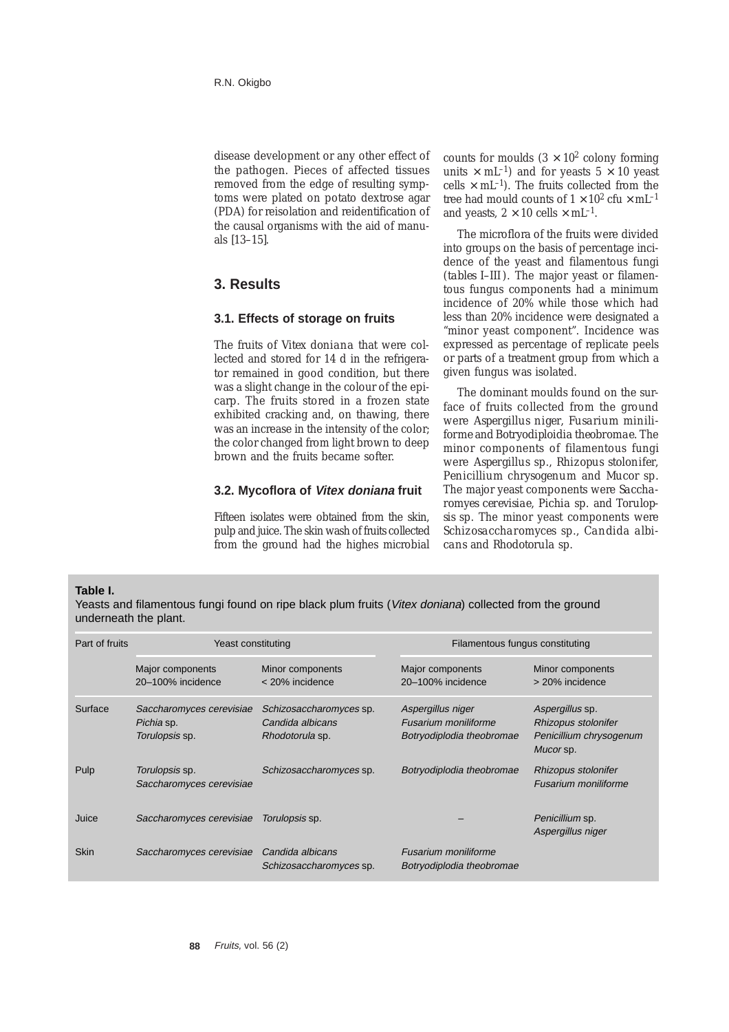disease development or any other effect of the pathogen. Pieces of affected tissues removed from the edge of resulting symptoms were plated on potato dextrose agar (PDA) for reisolation and reidentification of the causal organisms with the aid of manuals [13–15].

## 3. Results

### 3.1. Effects of storage on fruits

The fruits of *Vitex doniana* that were collected and stored for 14 d in the refrigerator remained in good condition, but there was a slight change in the colour of the epicarp. The fruits stored in a frozen state exhibited cracking and, on thawing, there was an increase in the intensity of the color; the color changed from light brown to deep brown and the fruits became softer.

### 3.2. Mycoflora of *Vitex doniana* fruit

Fifteen isolates were obtained from the skin, pulp and juice. The skin wash of fruits collected from the ground had the highes microbial counts for moulds ($3 \times 10^2$ colony forming units $\times$ mL$^{-1}$) and for yeasts $5 \times 10$ yeast cells $\times$ mL$^{-1}$). The fruits collected from the tree had mould counts of $1 \times 10^2$ cfu $\times$ mL$^{-1}$ and yeasts, $2 \times 10$ cells $\times$ mL$^{-1}$.

The microflora of the fruits were divided into groups on the basis of percentage incidence of the yeast and filamentous fungi (*tables I–III*). The major yeast or filamentous fungus components had a minimum incidence of 20% while those which had less than 20% incidence were designated a "minor yeast component". Incidence was expressed as percentage of replicate peels or parts of a treatment group from which a given fungus was isolated.

The dominant moulds found on the surface of fruits collected from the ground were *Aspergillus niger*, *Fusarium miniliforme* and *Botryodiploidia theobromae*. The minor components of filamentous fungi were *Aspergillus* sp., *Rhizopus stolonifer*, *Penicillium chrysogenum* and *Mucor* sp. The major yeast components were *Saccharomyes cerevisiae*, *Pichia* sp. and *Torulopsis* sp. The minor yeast components were *Schizosaccharomyces* sp., *Candida albicans* and *Rhodotorula* sp.

**Table I.**
Yeasts and filamentous fungi found on ripe black plum fruits (*Vitex doniana*) collected from the ground underneath the plant.

| Part of fruits | Yeast constituting | | Filamentous fungus constituting | |
|---|---|---|---|---|
| | Major components 20–100% incidence | Minor components < 20% incidence | Major components 20–100% incidence | Minor components > 20% incidence |
| Surface | *Saccharomyces cerevisiae* <br> *Pichia* sp. <br> *Torulopsis* sp. | *Schizosaccharomyces* sp. <br> *Candida albicans* <br> *Rhodotorula* sp. | *Aspergillus niger* <br> *Fusarium moniliforme* <br> *Botryodiplodia theobromae* | *Aspergillus* sp. <br> *Rhizopus stolonifer* <br> *Penicillium chrysogenum* <br> *Mucor* sp. |
| Pulp | *Torulopsis* sp. <br> *Saccharomyces cerevisiae* | *Schizosaccharomyces* sp. | *Botryodiplodia theobromae* | *Rhizopus stolonifer* <br> *Fusarium moniliforme* |
| Juice | *Saccharomyces cerevisiae* | *Torulopsis* sp. | – | *Penicillium* sp. <br> *Aspergillus niger* |
| Skin | *Saccharomyces cerevisiae* | *Candida albicans* <br> *Schizosaccharomyces* sp. | *Fusarium moniliforme* <br> *Botryodiplodia theobromae* | |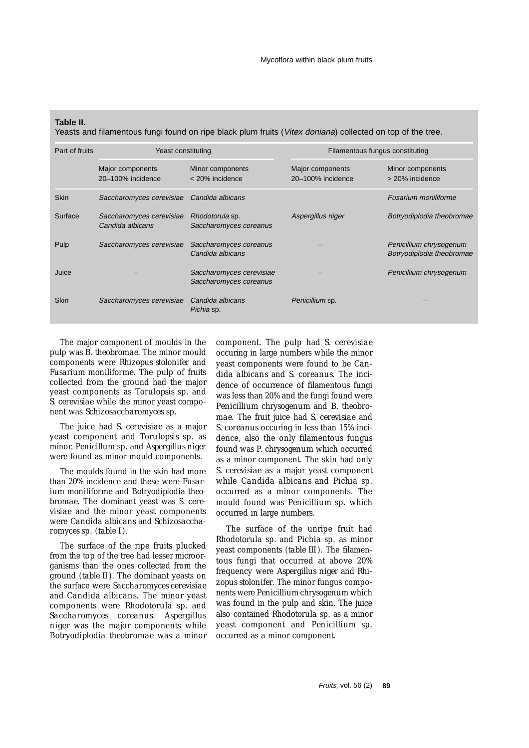**Table II.**
Yeasts and filamentous fungi found on ripe black plum fruits (*Vitex doniana*) collected on top of the tree.

| Part of fruits | Yeast constituting | | Filamentous fungus constituting | |
|---|---|---|---|---|
| | Major components 20–100% incidence | Minor components < 20% incidence | Major components 20–100% incidence | Minor components > 20% incidence |
| Skin | *Saccharomyces cerevisiae* | *Candida albicans* | | *Fusarium moniliforme* |
| Surface | *Saccharomyces cerevisiae* *Candida albicans* | *Rhodotorula* sp. *Saccharomyces coreanus* | *Aspergillus niger* | *Botryodiplodia theobromae* |
| Pulp | *Saccharomyces cerevisiae* | *Saccharomyces coreanus* *Candida albicans* | – | *Penicillium chrysogenum* *Botryodiplodia theobromae* |
| Juice | – | *Saccharomyces cerevisiae* *Saccharomyces coreanus* | – | *Penicillium chrysogenum* |
| Skin | *Saccharomyces cerevisiae* | *Candida albicans* *Pichia* sp. | *Penicillium* sp. | – |

The major component of moulds in the pulp was B. theobromae. The minor mould components were Rhizopus stolonifer and Fusarium moniliforme. The pulp of fruits collected from the ground had the major yeast components as Torulopsis sp. and S. cerevisiae while the minor yeast component was Schizosaccharomyces sp.

The juice had S. cerevisiae as a major yeast component and Torulopsis sp. as minor. Penicillum sp. and Aspergillus niger were found as minor mould components.

The moulds found in the skin had more than 20% incidence and these were Fusarium moniliforme and Botryodiplodia theobromae. The dominant yeast was S. cerevisiae and the minor yeast components were Candida albicans and Schizosaccharomyces sp. (table I).

The surface of the ripe fruits plucked from the top of the tree had lesser microorganisms than the ones collected from the ground (table II). The dominant yeasts on the surface were Saccharomyces cerevisiae and Candida albicans. The minor yeast components were Rhodotorula sp. and Saccharomyces coreanus. Aspergillus niger was the major components while Botryodiplodia theobromae was a minor component. The pulp had S. cerevisiae occuring in large numbers while the minor yeast components were found to be Candida albicans and S. coreanus. The incidence of occurrence of filamentous fungi was less than 20% and the fungi found were Penicillium chrysogenum and B. theobromae. The fruit juice had S. cerevisiae and S. coreanus occuring in less than 15% incidence, also the only filamentous fungus found was P. chrysogenum which occurred as a minor component. The skin had only S. cerevisiae as a major yeast component while Candida albicans and Pichia sp. occurred as a minor components. The mould found was Penicillium sp. which occurred in large numbers.

The surface of the unripe fruit had Rhodotorula sp. and Pichia sp. as minor yeast components (table III). The filamentous fungi that occurred at above 20% frequency were Aspergillus niger and Rhizopus stolonifer. The minor fungus components were Penicillium chrysogenum which was found in the pulp and skin. The juice also contained Rhodotorula sp. as a minor yeast component and Penicillium sp. occurred as a minor component.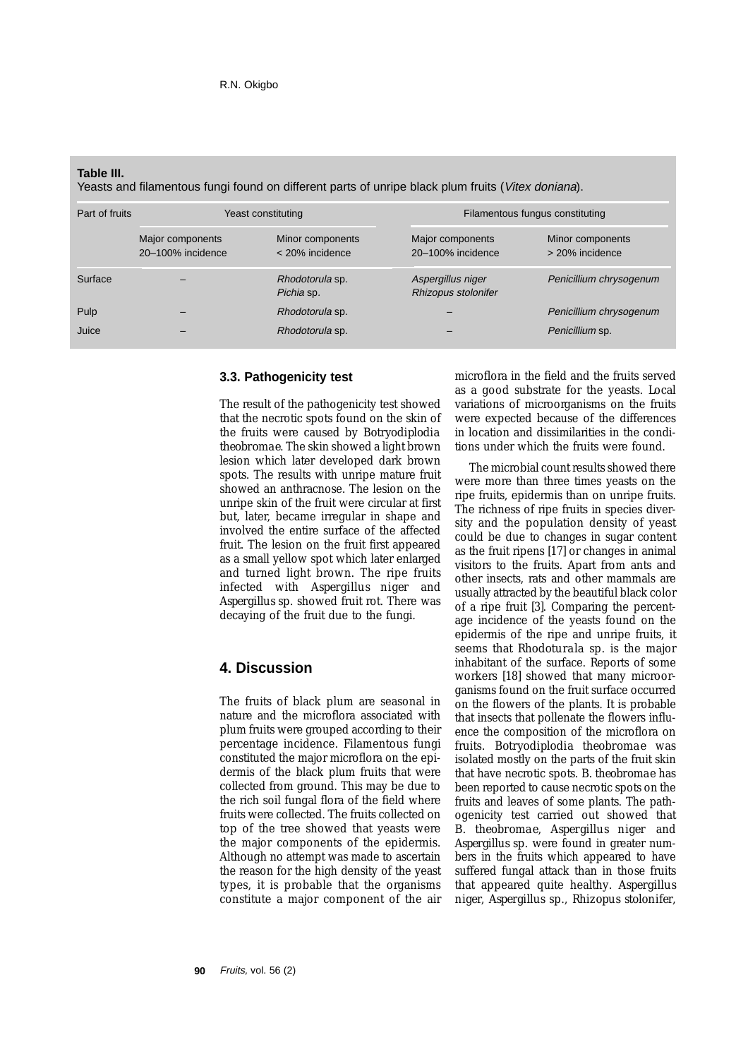**Table III.**
Yeasts and filamentous fungi found on different parts of unripe black plum fruits (*Vitex doniana*).

| Part of fruits | Yeast constituting | | Filamentous fungus constituting | |
|---|---|---|---|---|
| | Major components 20–100% incidence | Minor components < 20% incidence | Major components 20–100% incidence | Minor components > 20% incidence |
| Surface | – | *Rhodotorula* sp. *Pichia* sp. | *Aspergillus niger* *Rhizopus stolonifer* | *Penicillium chrysogenum* |
| Pulp | – | *Rhodotorula* sp. | – | *Penicillium chrysogenum* |
| Juice | – | *Rhodotorula* sp. | – | *Penicillium* sp. |

### 3.3. Pathogenicity test

The result of the pathogenicity test showed that the necrotic spots found on the skin of the fruits were caused by Botryodiplodia theobromae. The skin showed a light brown lesion which later developed dark brown spots. The results with unripe mature fruit showed an anthracnose. The lesion on the unripe skin of the fruit were circular at first but, later, became irregular in shape and involved the entire surface of the affected fruit. The lesion on the fruit first appeared as a small yellow spot which later enlarged and turned light brown. The ripe fruits infected with Aspergillus niger and Aspergillus sp. showed fruit rot. There was decaying of the fruit due to the fungi.

## 4. Discussion

The fruits of black plum are seasonal in nature and the microflora associated with plum fruits were grouped according to their percentage incidence. Filamentous fungi constituted the major microflora on the epidermis of the black plum fruits that were collected from ground. This may be due to the rich soil fungal flora of the field where fruits were collected. The fruits collected on top of the tree showed that yeasts were the major components of the epidermis. Although no attempt was made to ascertain the reason for the high density of the yeast types, it is probable that the organisms constitute a major component of the air microflora in the field and the fruits served as a good substrate for the yeasts. Local variations of microorganisms on the fruits were expected because of the differences in location and dissimilarities in the conditions under which the fruits were found.

The microbial count results showed there were more than three times yeasts on the ripe fruits, epidermis than on unripe fruits. The richness of ripe fruits in species diversity and the population density of yeast could be due to changes in sugar content as the fruit ripens [17] or changes in animal visitors to the fruits. Apart from ants and other insects, rats and other mammals are usually attracted by the beautiful black color of a ripe fruit [3]. Comparing the percentage incidence of the yeasts found on the epidermis of the ripe and unripe fruits, it seems that Rhodoturala sp. is the major inhabitant of the surface. Reports of some workers [18] showed that many microorganisms found on the fruit surface occurred on the flowers of the plants. It is probable that insects that pollenate the flowers influence the composition of the microflora on fruits. Botryodiplodia theobromae was isolated mostly on the parts of the fruit skin that have necrotic spots. B. theobromae has been reported to cause necrotic spots on the fruits and leaves of some plants. The pathogenicity test carried out showed that B. theobromae, Aspergillus niger and Aspergillus sp. were found in greater numbers in the fruits which appeared to have suffered fungal attack than in those fruits that appeared quite healthy. Aspergillus niger, Aspergillus sp., Rhizopus stolonifer,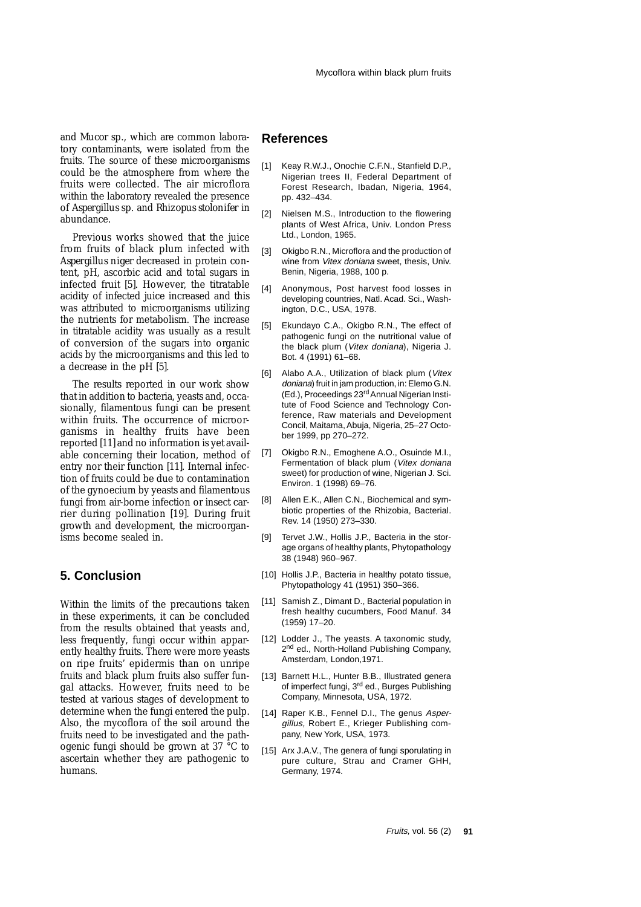and Mucor sp., which are common laboratory contaminants, were isolated from the fruits. The source of these microorganisms could be the atmosphere from where the fruits were collected. The air microflora within the laboratory revealed the presence of Aspergillus sp. and Rhizopus stolonifer in abundance.

Previous works showed that the juice from fruits of black plum infected with Aspergillus niger decreased in protein content, pH, ascorbic acid and total sugars in infected fruit [5]. However, the titratable acidity of infected juice increased and this was attributed to microorganisms utilizing the nutrients for metabolism. The increase in titratable acidity was usually as a result of conversion of the sugars into organic acids by the microorganisms and this led to a decrease in the pH [5].

The results reported in our work show that in addition to bacteria, yeasts and, occasionally, filamentous fungi can be present within fruits. The occurrence of microorganisms in healthy fruits have been reported [11] and no information is yet available concerning their location, method of entry nor their function [11]. Internal infection of fruits could be due to contamination of the gynoecium by yeasts and filamentous fungi from air-borne infection or insect carrier during pollination [19]. During fruit growth and development, the microorganisms become sealed in.

## 5. Conclusion

Within the limits of the precautions taken in these experiments, it can be concluded from the results obtained that yeasts and, less frequently, fungi occur within apparently healthy fruits. There were more yeasts on ripe fruits' epidermis than on unripe fruits and black plum fruits also suffer fungal attacks. However, fruits need to be tested at various stages of development to determine when the fungi entered the pulp. Also, the mycoflora of the soil around the fruits need to be investigated and the pathogenic fungi should be grown at 37 °C to ascertain whether they are pathogenic to humans.

## References

[1] Keay R.W.J., Onochie C.F.N., Stanfield D.P., Nigerian trees II, Federal Department of Forest Research, Ibadan, Nigeria, 1964, pp. 432–434.

[2] Nielsen M.S., Introduction to the flowering plants of West Africa, Univ. London Press Ltd., London, 1965.

[3] Okigbo R.N., Microflora and the production of wine from *Vitex doniana* sweet, thesis, Univ. Benin, Nigeria, 1988, 100 p.

[4] Anonymous, Post harvest food losses in developing countries, Natl. Acad. Sci., Washington, D.C., USA, 1978.

[5] Ekundayo C.A., Okigbo R.N., The effect of pathogenic fungi on the nutritional value of the black plum (*Vitex doniana*), Nigeria J. Bot. 4 (1991) 61–68.

[6] Alabo A.A., Utilization of black plum (*Vitex doniana*) fruit in jam production, in: Elemo G.N. (Ed.), Proceedings 23rd Annual Nigerian Institute of Food Science and Technology Conference, Raw materials and Development Concil, Maitama, Abuja, Nigeria, 25–27 October 1999, pp 270–272.

[7] Okigbo R.N., Emoghene A.O., Osuinde M.I., Fermentation of black plum (*Vitex doniana* sweet) for production of wine, Nigerian J. Sci. Environ. 1 (1998) 69–76.

[8] Allen E.K., Allen C.N., Biochemical and symbiotic properties of the Rhizobia, Bacterial. Rev. 14 (1950) 273–330.

[9] Tervet J.W., Hollis J.P., Bacteria in the storage organs of healthy plants, Phytopathology 38 (1948) 960–967.

[10] Hollis J.P., Bacteria in healthy potato tissue, Phytopathology 41 (1951) 350–366.

[11] Samish Z., Dimant D., Bacterial population in fresh healthy cucumbers, Food Manuf. 34 (1959) 17–20.

[12] Lodder J., The yeasts. A taxonomic study, 2nd ed., North-Holland Publishing Company, Amsterdam, London,1971.

[13] Barnett H.L., Hunter B.B., Illustrated genera of imperfect fungi, 3rd ed., Burges Publishing Company, Minnesota, USA, 1972.

[14] Raper K.B., Fennel D.I., The genus *Aspergillus,* Robert E., Krieger Publishing company, New York, USA, 1973.

[15] Arx J.A.V., The genera of fungi sporulating in pure culture, Strau and Cramer GHH, Germany, 1974.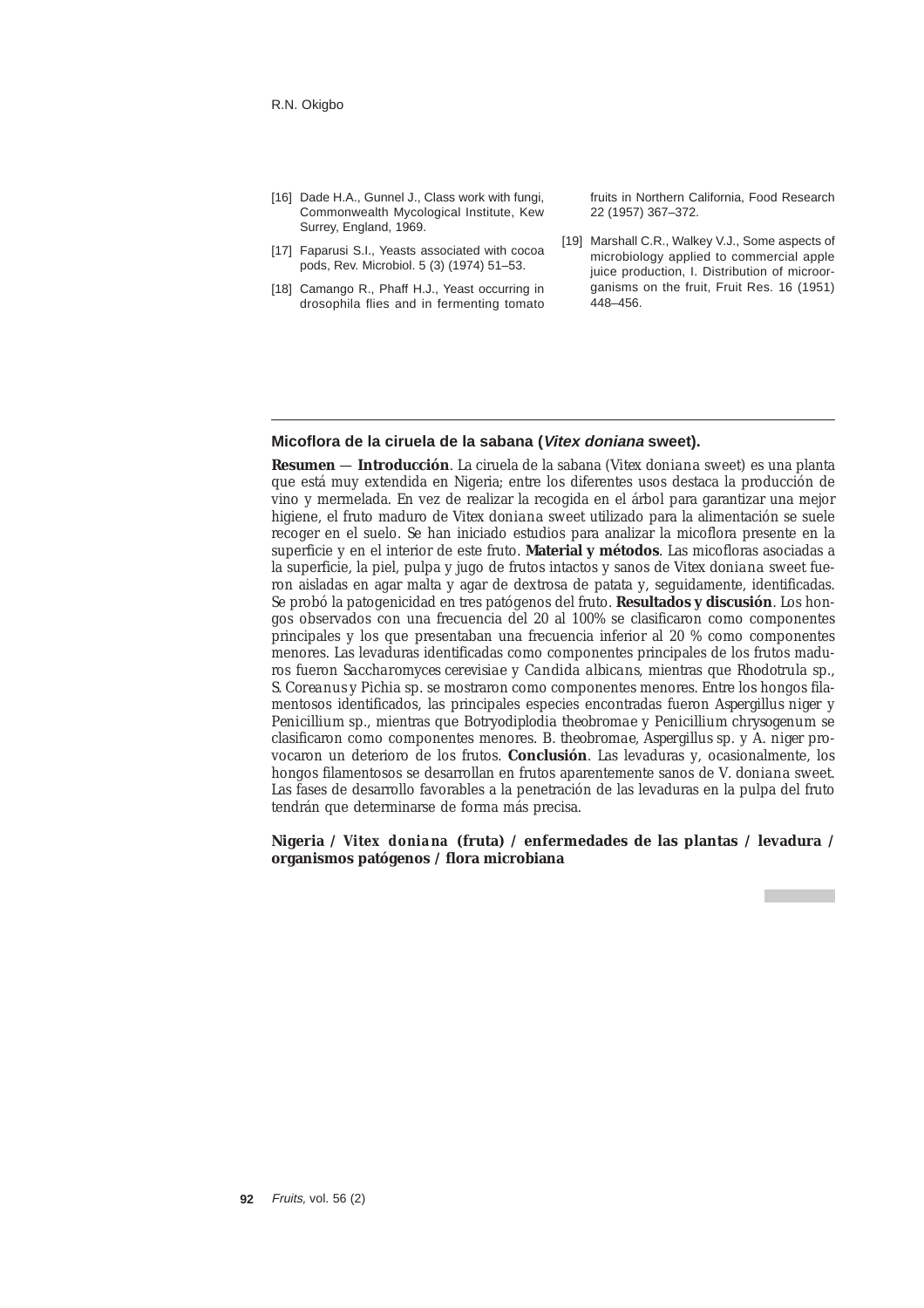[16] Dade H.A., Gunnel J., Class work with fungi, Commonwealth Mycological Institute, Kew Surrey, England, 1969.

[17] Faparusi S.I., Yeasts associated with cocoa pods, Rev. Microbiol. 5 (3) (1974) 51–53.

[18] Camango R., Phaff H.J., Yeast occurring in drosophila flies and in fermenting tomato fruits in Northern California, Food Research 22 (1957) 367–372.

[19] Marshall C.R., Walkey V.J., Some aspects of microbiology applied to commercial apple juice production, I. Distribution of microorganisms on the fruit, Fruit Res. 16 (1951) 448–456.

---

### Micoflora de la ciruela de la sabana (*Vitex doniana* sweet).

**Resumen** — **Introducción**. La ciruela de la sabana (Vitex doniana sweet) es una planta que está muy extendida en Nigeria; entre los diferentes usos destaca la producción de vino y mermelada. En vez de realizar la recogida en el árbol para garantizar una mejor higiene, el fruto maduro de Vitex doniana sweet utilizado para la alimentación se suele recoger en el suelo. Se han iniciado estudios para analizar la micoflora presente en la superficie y en el interior de este fruto. **Material y métodos**. Las micofloras asociadas a la superficie, la piel, pulpa y jugo de frutos intactos y sanos de Vitex doniana sweet fueron aisladas en agar malta y agar de dextrosa de patata y, seguidamente, identificadas. Se probó la patogenicidad en tres patógenos del fruto. **Resultados y discusión**. Los hongos observados con una frecuencia del 20 al 100% se clasificaron como componentes principales y los que presentaban una frecuencia inferior al 20 % como componentes menores. Las levaduras identificadas como componentes principales de los frutos maduros fueron Saccharomyces cerevisiae y Candida albicans, mientras que Rhodotrula sp., S. Coreanus y Pichia sp. se mostraron como componentes menores. Entre los hongos filamentosos identificados, las principales especies encontradas fueron Aspergillus niger y Penicillium sp., mientras que Botryodiplodia theobromae y Penicillium chrysogenum se clasificaron como componentes menores. B. theobromae, Aspergillus sp. y A. niger provocaron un deterioro de los frutos. **Conclusión**. Las levaduras y, ocasionalmente, los hongos filamentosos se desarrollan en frutos aparentemente sanos de V. doniana sweet. Las fases de desarrollo favorables a la penetración de las levaduras en la pulpa del fruto tendrán que determinarse de forma más precisa.

**Nigeria / Vitex doniana (fruta) / enfermedades de las plantas / levadura / organismos patógenos / flora microbiana**